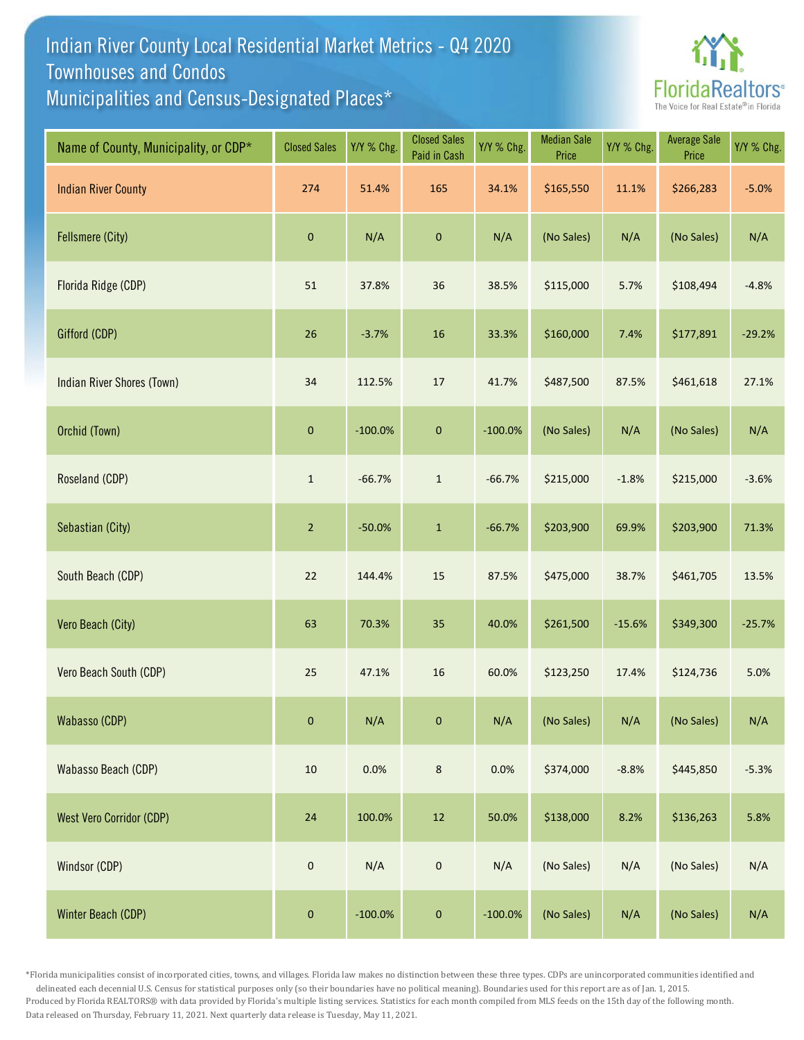# Indian River County Local Residential Market Metrics - Q4 2020
## Townhouses and Condos
## Municipalities and Census-Designated Places*

FloridaRealtors® The Voice for Real Estate® in Florida

| Name of County, Municipality, or CDP* | Closed Sales | Y/Y % Chg. | Closed Sales Paid in Cash | Y/Y % Chg. | Median Sale Price | Y/Y % Chg. | Average Sale Price | Y/Y % Chg. |
|---|---|---|---|---|---|---|---|---|
| Indian River County | 274 | 51.4% | 165 | 34.1% | $165,550 | 11.1% | $266,283 | -5.0% |
| Fellsmere (City) | 0 | N/A | 0 | N/A | (No Sales) | N/A | (No Sales) | N/A |
| Florida Ridge (CDP) | 51 | 37.8% | 36 | 38.5% | $115,000 | 5.7% | $108,494 | -4.8% |
| Gifford (CDP) | 26 | -3.7% | 16 | 33.3% | $160,000 | 7.4% | $177,891 | -29.2% |
| Indian River Shores (Town) | 34 | 112.5% | 17 | 41.7% | $487,500 | 87.5% | $461,618 | 27.1% |
| Orchid (Town) | 0 | -100.0% | 0 | -100.0% | (No Sales) | N/A | (No Sales) | N/A |
| Roseland (CDP) | 1 | -66.7% | 1 | -66.7% | $215,000 | -1.8% | $215,000 | -3.6% |
| Sebastian (City) | 2 | -50.0% | 1 | -66.7% | $203,900 | 69.9% | $203,900 | 71.3% |
| South Beach (CDP) | 22 | 144.4% | 15 | 87.5% | $475,000 | 38.7% | $461,705 | 13.5% |
| Vero Beach (City) | 63 | 70.3% | 35 | 40.0% | $261,500 | -15.6% | $349,300 | -25.7% |
| Vero Beach South (CDP) | 25 | 47.1% | 16 | 60.0% | $123,250 | 17.4% | $124,736 | 5.0% |
| Wabasso (CDP) | 0 | N/A | 0 | N/A | (No Sales) | N/A | (No Sales) | N/A |
| Wabasso Beach (CDP) | 10 | 0.0% | 8 | 0.0% | $374,000 | -8.8% | $445,850 | -5.3% |
| West Vero Corridor (CDP) | 24 | 100.0% | 12 | 50.0% | $138,000 | 8.2% | $136,263 | 5.8% |
| Windsor (CDP) | 0 | N/A | 0 | N/A | (No Sales) | N/A | (No Sales) | N/A |
| Winter Beach (CDP) | 0 | -100.0% | 0 | -100.0% | (No Sales) | N/A | (No Sales) | N/A |

*Florida municipalities consist of incorporated cities, towns, and villages. Florida law makes no distinction between these three types. CDPs are unincorporated communities identified and delineated each decennial U.S. Census for statistical purposes only (so their boundaries have no political meaning). Boundaries used for this report are as of Jan. 1, 2015.

Produced by Florida REALTORS® with data provided by Florida's multiple listing services. Statistics for each month compiled from MLS feeds on the 15th day of the following month.

Data released on Thursday, February 11, 2021. Next quarterly data release is Tuesday, May 11, 2021.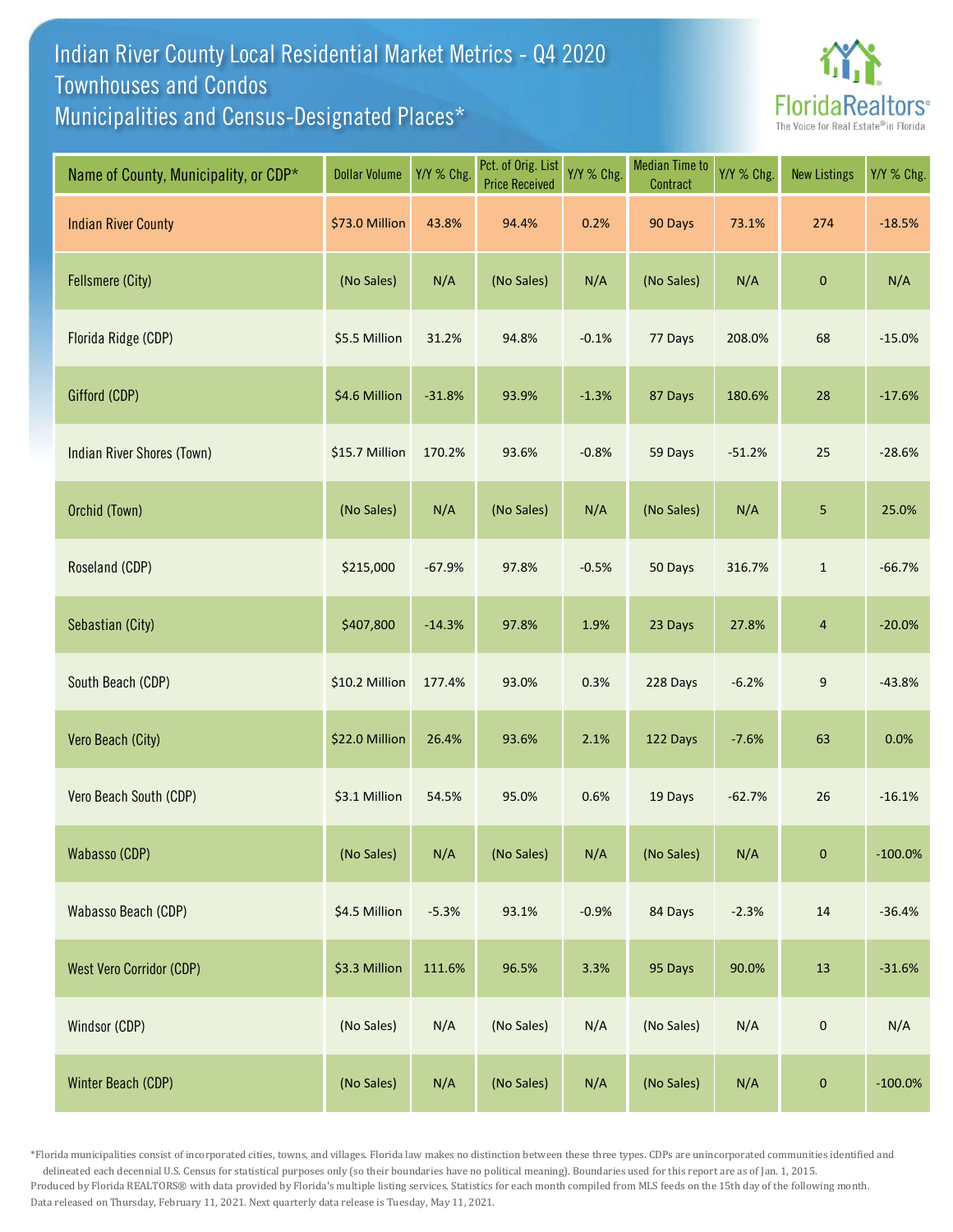# Indian River County Local Residential Market Metrics - Q4 2020
## Townhouses and Condos
## Municipalities and Census-Designated Places*

FloridaRealtors® The Voice for Real Estate® in Florida

| Name of County, Municipality, or CDP* | Dollar Volume | Y/Y % Chg. | Pct. of Orig. List Price Received | Y/Y % Chg. | Median Time to Contract | Y/Y % Chg. | New Listings | Y/Y % Chg. |
|---|---|---|---|---|---|---|---|---|
| Indian River County | $73.0 Million | 43.8% | 94.4% | 0.2% | 90 Days | 73.1% | 274 | -18.5% |
| Fellsmere (City) | (No Sales) | N/A | (No Sales) | N/A | (No Sales) | N/A | 0 | N/A |
| Florida Ridge (CDP) | $5.5 Million | 31.2% | 94.8% | -0.1% | 77 Days | 208.0% | 68 | -15.0% |
| Gifford (CDP) | $4.6 Million | -31.8% | 93.9% | -1.3% | 87 Days | 180.6% | 28 | -17.6% |
| Indian River Shores (Town) | $15.7 Million | 170.2% | 93.6% | -0.8% | 59 Days | -51.2% | 25 | -28.6% |
| Orchid (Town) | (No Sales) | N/A | (No Sales) | N/A | (No Sales) | N/A | 5 | 25.0% |
| Roseland (CDP) | $215,000 | -67.9% | 97.8% | -0.5% | 50 Days | 316.7% | 1 | -66.7% |
| Sebastian (City) | $407,800 | -14.3% | 97.8% | 1.9% | 23 Days | 27.8% | 4 | -20.0% |
| South Beach (CDP) | $10.2 Million | 177.4% | 93.0% | 0.3% | 228 Days | -6.2% | 9 | -43.8% |
| Vero Beach (City) | $22.0 Million | 26.4% | 93.6% | 2.1% | 122 Days | -7.6% | 63 | 0.0% |
| Vero Beach South (CDP) | $3.1 Million | 54.5% | 95.0% | 0.6% | 19 Days | -62.7% | 26 | -16.1% |
| Wabasso (CDP) | (No Sales) | N/A | (No Sales) | N/A | (No Sales) | N/A | 0 | -100.0% |
| Wabasso Beach (CDP) | $4.5 Million | -5.3% | 93.1% | -0.9% | 84 Days | -2.3% | 14 | -36.4% |
| West Vero Corridor (CDP) | $3.3 Million | 111.6% | 96.5% | 3.3% | 95 Days | 90.0% | 13 | -31.6% |
| Windsor (CDP) | (No Sales) | N/A | (No Sales) | N/A | (No Sales) | N/A | 0 | N/A |
| Winter Beach (CDP) | (No Sales) | N/A | (No Sales) | N/A | (No Sales) | N/A | 0 | -100.0% |

*Florida municipalities consist of incorporated cities, towns, and villages. Florida law makes no distinction between these three types. CDPs are unincorporated communities identified and delineated each decennial U.S. Census for statistical purposes only (so their boundaries have no political meaning). Boundaries used for this report are as of Jan. 1, 2015.

Produced by Florida REALTORS® with data provided by Florida's multiple listing services. Statistics for each month compiled from MLS feeds on the 15th day of the following month.

Data released on Thursday, February 11, 2021. Next quarterly data release is Tuesday, May 11, 2021.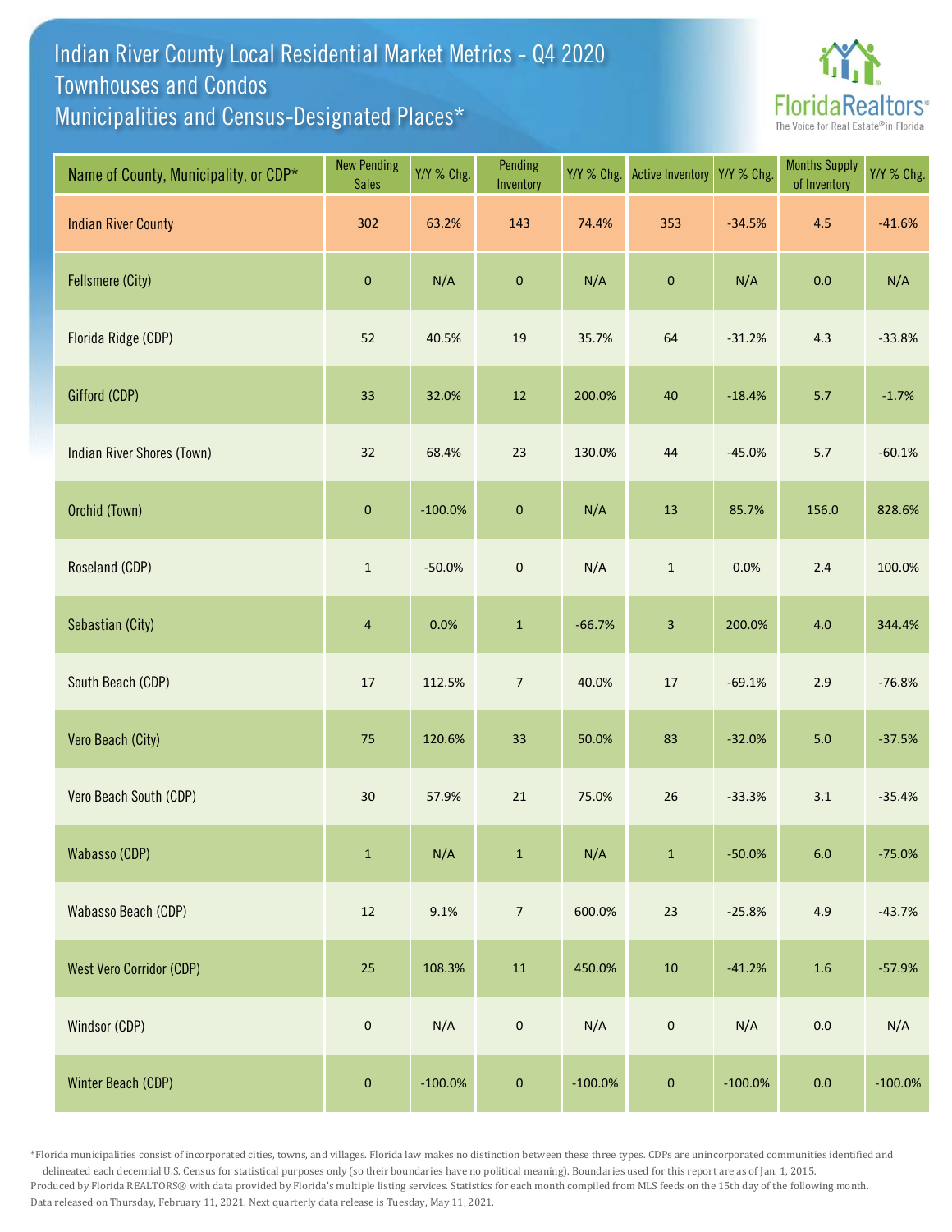# Indian River County Local Residential Market Metrics - Q4 2020
## Townhouses and Condos
## Municipalities and Census-Designated Places*

FloridaRealtors
The Voice for Real Estate® in Florida

| Name of County, Municipality, or CDP* | New Pending Sales | Y/Y % Chg. | Pending Inventory | Y/Y % Chg. | Active Inventory | Y/Y % Chg. | Months Supply of Inventory | Y/Y % Chg. |
|---|---|---|---|---|---|---|---|---|
| Indian River County | 302 | 63.2% | 143 | 74.4% | 353 | -34.5% | 4.5 | -41.6% |
| Fellsmere (City) | 0 | N/A | 0 | N/A | 0 | N/A | 0.0 | N/A |
| Florida Ridge (CDP) | 52 | 40.5% | 19 | 35.7% | 64 | -31.2% | 4.3 | -33.8% |
| Gifford (CDP) | 33 | 32.0% | 12 | 200.0% | 40 | -18.4% | 5.7 | -1.7% |
| Indian River Shores (Town) | 32 | 68.4% | 23 | 130.0% | 44 | -45.0% | 5.7 | -60.1% |
| Orchid (Town) | 0 | -100.0% | 0 | N/A | 13 | 85.7% | 156.0 | 828.6% |
| Roseland (CDP) | 1 | -50.0% | 0 | N/A | 1 | 0.0% | 2.4 | 100.0% |
| Sebastian (City) | 4 | 0.0% | 1 | -66.7% | 3 | 200.0% | 4.0 | 344.4% |
| South Beach (CDP) | 17 | 112.5% | 7 | 40.0% | 17 | -69.1% | 2.9 | -76.8% |
| Vero Beach (City) | 75 | 120.6% | 33 | 50.0% | 83 | -32.0% | 5.0 | -37.5% |
| Vero Beach South (CDP) | 30 | 57.9% | 21 | 75.0% | 26 | -33.3% | 3.1 | -35.4% |
| Wabasso (CDP) | 1 | N/A | 1 | N/A | 1 | -50.0% | 6.0 | -75.0% |
| Wabasso Beach (CDP) | 12 | 9.1% | 7 | 600.0% | 23 | -25.8% | 4.9 | -43.7% |
| West Vero Corridor (CDP) | 25 | 108.3% | 11 | 450.0% | 10 | -41.2% | 1.6 | -57.9% |
| Windsor (CDP) | 0 | N/A | 0 | N/A | 0 | N/A | 0.0 | N/A |
| Winter Beach (CDP) | 0 | -100.0% | 0 | -100.0% | 0 | -100.0% | 0.0 | -100.0% |

*Florida municipalities consist of incorporated cities, towns, and villages. Florida law makes no distinction between these three types. CDPs are unincorporated communities identified and delineated each decennial U.S. Census for statistical purposes only (so their boundaries have no political meaning). Boundaries used for this report are as of Jan. 1, 2015.

Produced by Florida REALTORS® with data provided by Florida's multiple listing services. Statistics for each month compiled from MLS feeds on the 15th day of the following month.

Data released on Thursday, February 11, 2021. Next quarterly data release is Tuesday, May 11, 2021.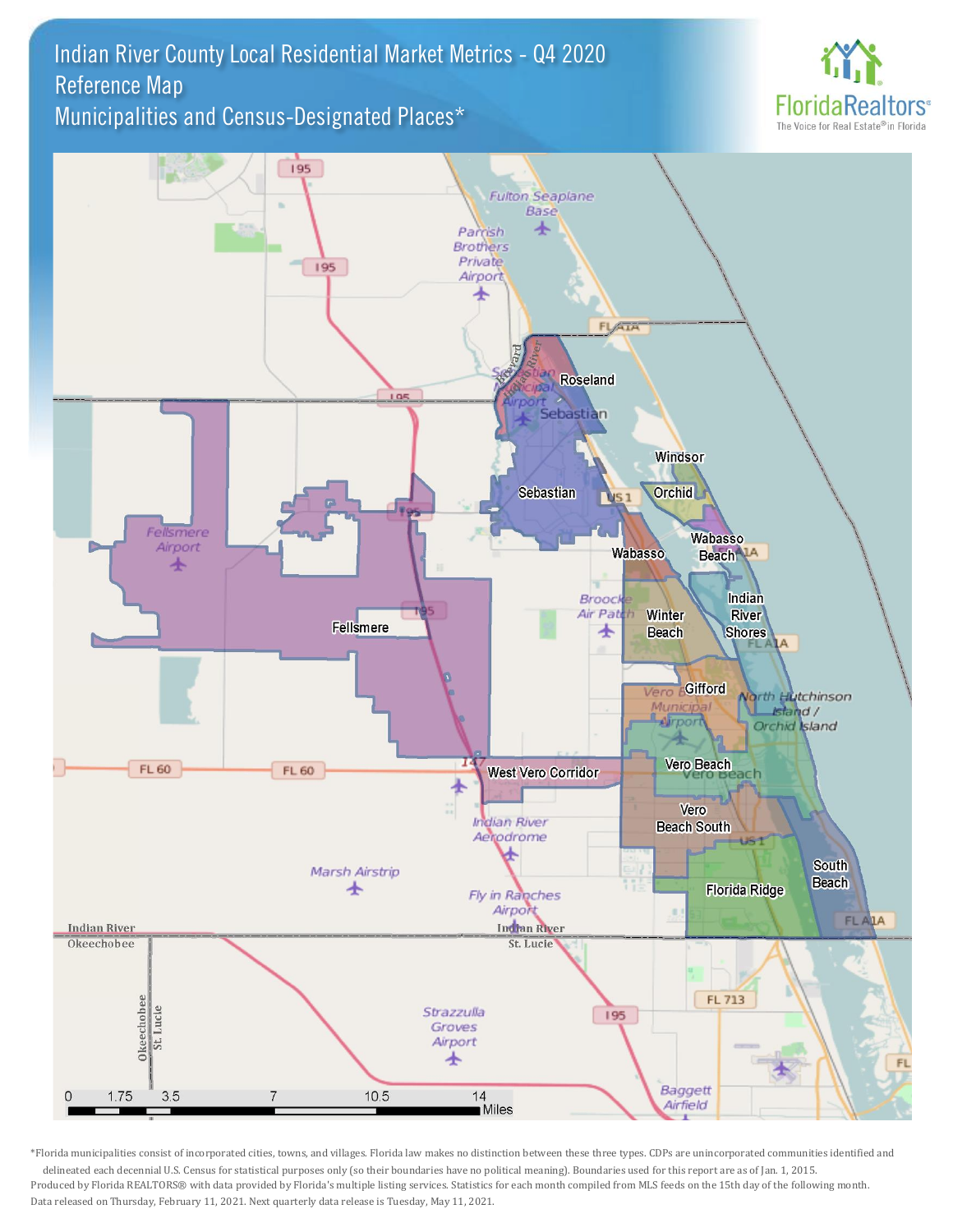# Indian River County Local Residential Market Metrics - Q4 2020
## Reference Map
## Municipalities and Census-Designated Places*

FloridaRealtors®
The Voice for Real Estate® in Florida

Roseland
Sebastian
Sebastian
Windsor
Orchid
Wabasso
Wabasso Beach
Indian River Shores
Winter Beach
Fellsmere
Gifford
North Hutchinson Island / Orchid Island
West Vero Corridor
Vero Beach
Vero Beach South
South Beach
Florida Ridge

0 1.75 3.5 7 10.5 14 Miles

*Florida municipalities consist of incorporated cities, towns, and villages. Florida law makes no distinction between these three types. CDPs are unincorporated communities identified and delineated each decennial U.S. Census for statistical purposes only (so their boundaries have no political meaning). Boundaries used for this report are as of Jan. 1, 2015.
Produced by Florida REALTORS® with data provided by Florida's multiple listing services. Statistics for each month compiled from MLS feeds on the 15th day of the following month.
Data released on Thursday, February 11, 2021. Next quarterly data release is Tuesday, May 11, 2021.